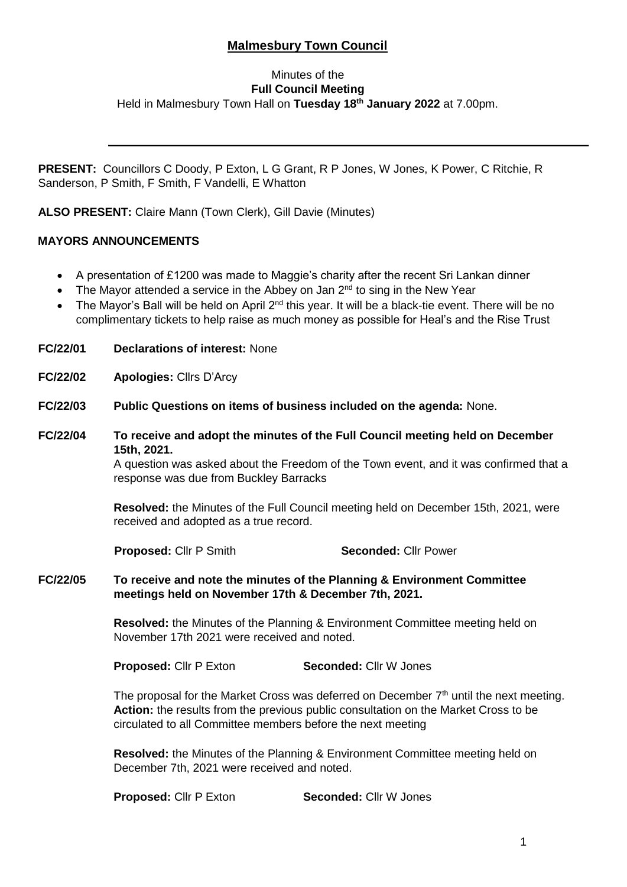# Malmesbury Town Council

Minutes of the
**Full Council Meeting**
Held in Malmesbury Town Hall on **Tuesday 18th January 2022** at 7.00pm.

---

**PRESENT:** Councillors C Doody, P Exton, L G Grant, R P Jones, W Jones, K Power, C Ritchie, R Sanderson, P Smith, F Smith, F Vandelli, E Whatton

**ALSO PRESENT:** Claire Mann (Town Clerk), Gill Davie (Minutes)

## MAYORS ANNOUNCEMENTS

- A presentation of £1200 was made to Maggie's charity after the recent Sri Lankan dinner
- The Mayor attended a service in the Abbey on Jan 2nd to sing in the New Year
- The Mayor's Ball will be held on April 2nd this year. It will be a black-tie event. There will be no complimentary tickets to help raise as much money as possible for Heal's and the Rise Trust

**FC/22/01 Declarations of interest:** None

**FC/22/02 Apologies:** Cllrs D'Arcy

**FC/22/03 Public Questions on items of business included on the agenda:** None.

**FC/22/04 To receive and adopt the minutes of the Full Council meeting held on December 15th, 2021.**

A question was asked about the Freedom of the Town event, and it was confirmed that a response was due from Buckley Barracks

**Resolved:** the Minutes of the Full Council meeting held on December 15th, 2021, were received and adopted as a true record.

**Proposed:** Cllr P Smith **Seconded:** Cllr Power

**FC/22/05 To receive and note the minutes of the Planning & Environment Committee meetings held on November 17th & December 7th, 2021.**

**Resolved:** the Minutes of the Planning & Environment Committee meeting held on November 17th 2021 were received and noted.

**Proposed:** Cllr P Exton **Seconded:** Cllr W Jones

The proposal for the Market Cross was deferred on December 7th until the next meeting.
**Action:** the results from the previous public consultation on the Market Cross to be circulated to all Committee members before the next meeting

**Resolved:** the Minutes of the Planning & Environment Committee meeting held on December 7th, 2021 were received and noted.

**Proposed:** Cllr P Exton **Seconded:** Cllr W Jones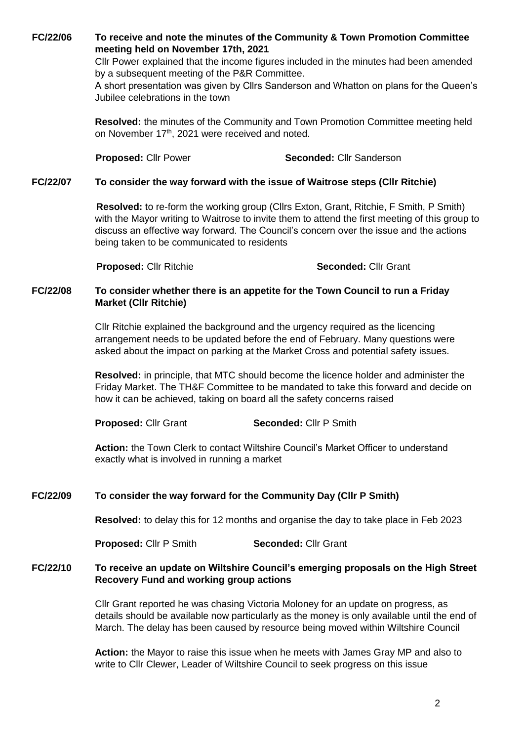**FC/22/06 To receive and note the minutes of the Community & Town Promotion Committee meeting held on November 17th, 2021**

Cllr Power explained that the income figures included in the minutes had been amended by a subsequent meeting of the P&R Committee.

A short presentation was given by Cllrs Sanderson and Whatton on plans for the Queen's Jubilee celebrations in the town

**Resolved:** the minutes of the Community and Town Promotion Committee meeting held on November 17th, 2021 were received and noted.

**Proposed:** Cllr Power **Seconded:** Cllr Sanderson

**FC/22/07 To consider the way forward with the issue of Waitrose steps (Cllr Ritchie)**

**Resolved:** to re-form the working group (Cllrs Exton, Grant, Ritchie, F Smith, P Smith) with the Mayor writing to Waitrose to invite them to attend the first meeting of this group to discuss an effective way forward. The Council's concern over the issue and the actions being taken to be communicated to residents

**Proposed:** Cllr Ritchie **Seconded:** Cllr Grant

**FC/22/08 To consider whether there is an appetite for the Town Council to run a Friday Market (Cllr Ritchie)**

Cllr Ritchie explained the background and the urgency required as the licencing arrangement needs to be updated before the end of February. Many questions were asked about the impact on parking at the Market Cross and potential safety issues.

**Resolved:** in principle, that MTC should become the licence holder and administer the Friday Market. The TH&F Committee to be mandated to take this forward and decide on how it can be achieved, taking on board all the safety concerns raised

**Proposed:** Cllr Grant **Seconded:** Cllr P Smith

**Action:** the Town Clerk to contact Wiltshire Council's Market Officer to understand exactly what is involved in running a market

**FC/22/09 To consider the way forward for the Community Day (Cllr P Smith)**

**Resolved:** to delay this for 12 months and organise the day to take place in Feb 2023

**Proposed:** Cllr P Smith **Seconded:** Cllr Grant

**FC/22/10 To receive an update on Wiltshire Council's emerging proposals on the High Street Recovery Fund and working group actions**

Cllr Grant reported he was chasing Victoria Moloney for an update on progress, as details should be available now particularly as the money is only available until the end of March. The delay has been caused by resource being moved within Wiltshire Council

**Action:** the Mayor to raise this issue when he meets with James Gray MP and also to write to Cllr Clewer, Leader of Wiltshire Council to seek progress on this issue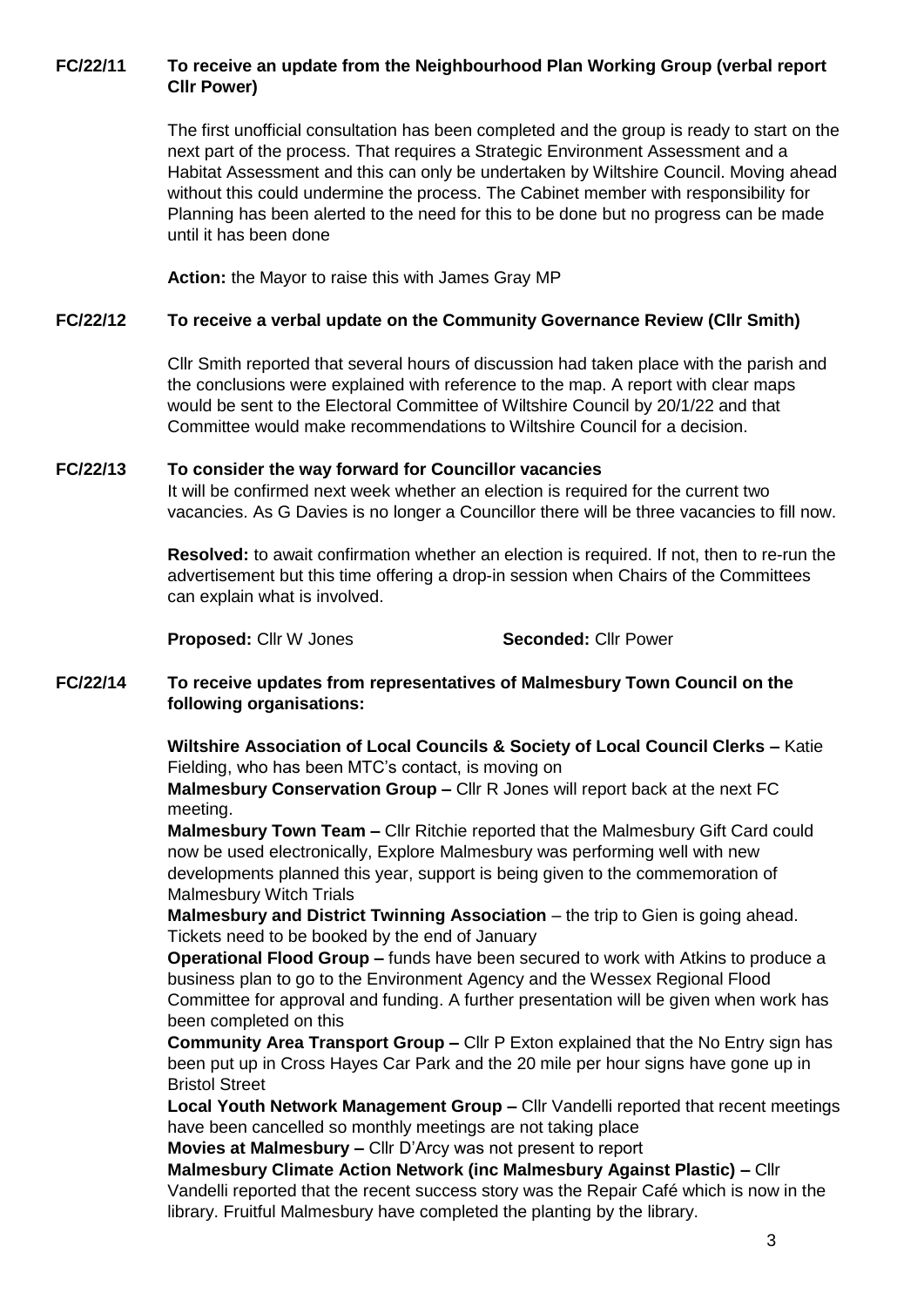**FC/22/11 To receive an update from the Neighbourhood Plan Working Group (verbal report Cllr Power)**

The first unofficial consultation has been completed and the group is ready to start on the next part of the process. That requires a Strategic Environment Assessment and a Habitat Assessment and this can only be undertaken by Wiltshire Council. Moving ahead without this could undermine the process. The Cabinet member with responsibility for Planning has been alerted to the need for this to be done but no progress can be made until it has been done

**Action:** the Mayor to raise this with James Gray MP

**FC/22/12 To receive a verbal update on the Community Governance Review (Cllr Smith)**

Cllr Smith reported that several hours of discussion had taken place with the parish and the conclusions were explained with reference to the map. A report with clear maps would be sent to the Electoral Committee of Wiltshire Council by 20/1/22 and that Committee would make recommendations to Wiltshire Council for a decision.

**FC/22/13 To consider the way forward for Councillor vacancies**

It will be confirmed next week whether an election is required for the current two vacancies. As G Davies is no longer a Councillor there will be three vacancies to fill now.

**Resolved:** to await confirmation whether an election is required. If not, then to re-run the advertisement but this time offering a drop-in session when Chairs of the Committees can explain what is involved.

**Proposed:** Cllr W Jones **Seconded:** Cllr Power

**FC/22/14 To receive updates from representatives of Malmesbury Town Council on the following organisations:**

**Wiltshire Association of Local Councils & Society of Local Council Clerks –** Katie Fielding, who has been MTC's contact, is moving on

**Malmesbury Conservation Group –** Cllr R Jones will report back at the next FC meeting.

**Malmesbury Town Team –** Cllr Ritchie reported that the Malmesbury Gift Card could now be used electronically, Explore Malmesbury was performing well with new developments planned this year, support is being given to the commemoration of Malmesbury Witch Trials

**Malmesbury and District Twinning Association** – the trip to Gien is going ahead. Tickets need to be booked by the end of January

**Operational Flood Group –** funds have been secured to work with Atkins to produce a business plan to go to the Environment Agency and the Wessex Regional Flood Committee for approval and funding. A further presentation will be given when work has been completed on this

**Community Area Transport Group –** Cllr P Exton explained that the No Entry sign has been put up in Cross Hayes Car Park and the 20 mile per hour signs have gone up in Bristol Street

**Local Youth Network Management Group –** Cllr Vandelli reported that recent meetings have been cancelled so monthly meetings are not taking place

**Movies at Malmesbury –** Cllr D'Arcy was not present to report

**Malmesbury Climate Action Network (inc Malmesbury Against Plastic) –** Cllr Vandelli reported that the recent success story was the Repair Café which is now in the library. Fruitful Malmesbury have completed the planting by the library.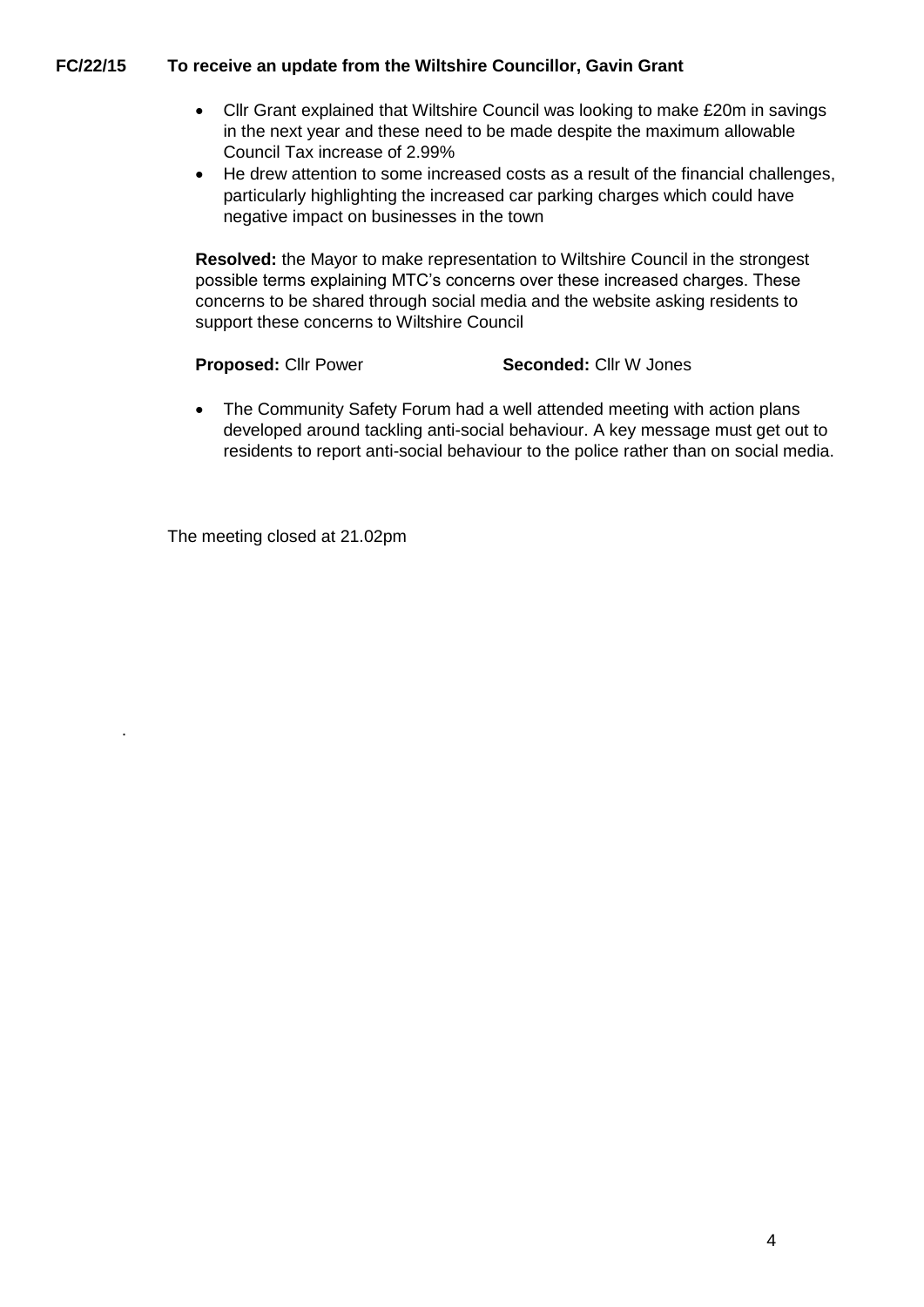**FC/22/15 To receive an update from the Wiltshire Councillor, Gavin Grant**

- Cllr Grant explained that Wiltshire Council was looking to make £20m in savings in the next year and these need to be made despite the maximum allowable Council Tax increase of 2.99%
- He drew attention to some increased costs as a result of the financial challenges, particularly highlighting the increased car parking charges which could have negative impact on businesses in the town

**Resolved:** the Mayor to make representation to Wiltshire Council in the strongest possible terms explaining MTC's concerns over these increased charges. These concerns to be shared through social media and the website asking residents to support these concerns to Wiltshire Council

**Proposed:** Cllr Power **Seconded:** Cllr W Jones

- The Community Safety Forum had a well attended meeting with action plans developed around tackling anti-social behaviour. A key message must get out to residents to report anti-social behaviour to the police rather than on social media.

The meeting closed at 21.02pm

.